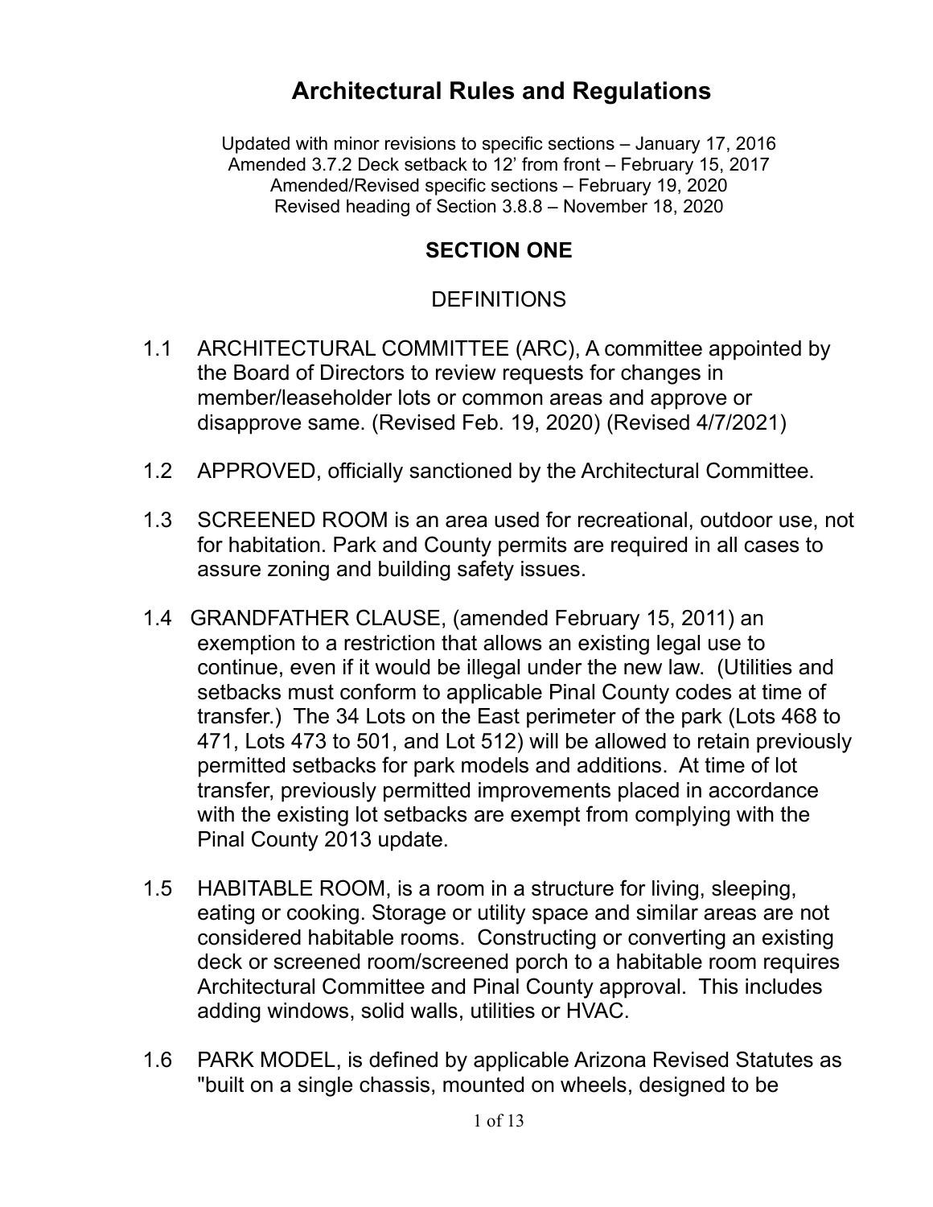# Architectural Rules and Regulations

Updated with minor revisions to specific sections – January 17, 2016
Amended 3.7.2 Deck setback to 12' from front – February 15, 2017
Amended/Revised specific sections – February 19, 2020
Revised heading of Section 3.8.8 – November 18, 2020

## SECTION ONE

### DEFINITIONS

1.1 ARCHITECTURAL COMMITTEE (ARC), A committee appointed by the Board of Directors to review requests for changes in member/leaseholder lots or common areas and approve or disapprove same. (Revised Feb. 19, 2020) (Revised 4/7/2021)

1.2 APPROVED, officially sanctioned by the Architectural Committee.

1.3 SCREENED ROOM is an area used for recreational, outdoor use, not for habitation. Park and County permits are required in all cases to assure zoning and building safety issues.

1.4 GRANDFATHER CLAUSE, (amended February 15, 2011) an exemption to a restriction that allows an existing legal use to continue, even if it would be illegal under the new law. (Utilities and setbacks must conform to applicable Pinal County codes at time of transfer.) The 34 Lots on the East perimeter of the park (Lots 468 to 471, Lots 473 to 501, and Lot 512) will be allowed to retain previously permitted setbacks for park models and additions. At time of lot transfer, previously permitted improvements placed in accordance with the existing lot setbacks are exempt from complying with the Pinal County 2013 update.

1.5 HABITABLE ROOM, is a room in a structure for living, sleeping, eating or cooking. Storage or utility space and similar areas are not considered habitable rooms. Constructing or converting an existing deck or screened room/screened porch to a habitable room requires Architectural Committee and Pinal County approval. This includes adding windows, solid walls, utilities or HVAC.

1.6 PARK MODEL, is defined by applicable Arizona Revised Statutes as "built on a single chassis, mounted on wheels, designed to be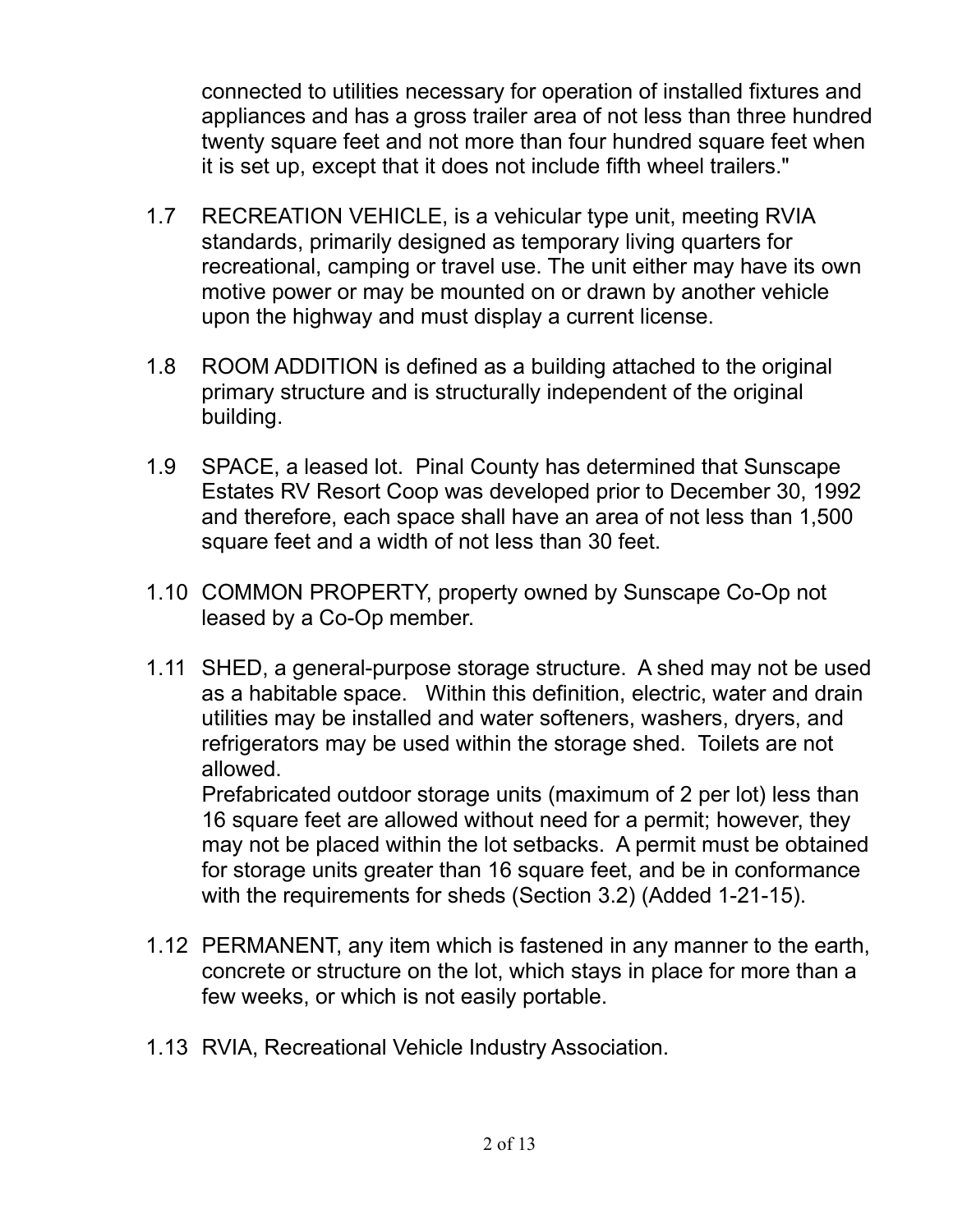connected to utilities necessary for operation of installed fixtures and appliances and has a gross trailer area of not less than three hundred twenty square feet and not more than four hundred square feet when it is set up, except that it does not include fifth wheel trailers."

1.7 RECREATION VEHICLE, is a vehicular type unit, meeting RVIA standards, primarily designed as temporary living quarters for recreational, camping or travel use. The unit either may have its own motive power or may be mounted on or drawn by another vehicle upon the highway and must display a current license.

1.8 ROOM ADDITION is defined as a building attached to the original primary structure and is structurally independent of the original building.

1.9 SPACE, a leased lot. Pinal County has determined that Sunscape Estates RV Resort Coop was developed prior to December 30, 1992 and therefore, each space shall have an area of not less than 1,500 square feet and a width of not less than 30 feet.

1.10 COMMON PROPERTY, property owned by Sunscape Co-Op not leased by a Co-Op member.

1.11 SHED, a general-purpose storage structure. A shed may not be used as a habitable space. Within this definition, electric, water and drain utilities may be installed and water softeners, washers, dryers, and refrigerators may be used within the storage shed. Toilets are not allowed.
Prefabricated outdoor storage units (maximum of 2 per lot) less than 16 square feet are allowed without need for a permit; however, they may not be placed within the lot setbacks. A permit must be obtained for storage units greater than 16 square feet, and be in conformance with the requirements for sheds (Section 3.2) (Added 1-21-15).

1.12 PERMANENT, any item which is fastened in any manner to the earth, concrete or structure on the lot, which stays in place for more than a few weeks, or which is not easily portable.

1.13 RVIA, Recreational Vehicle Industry Association.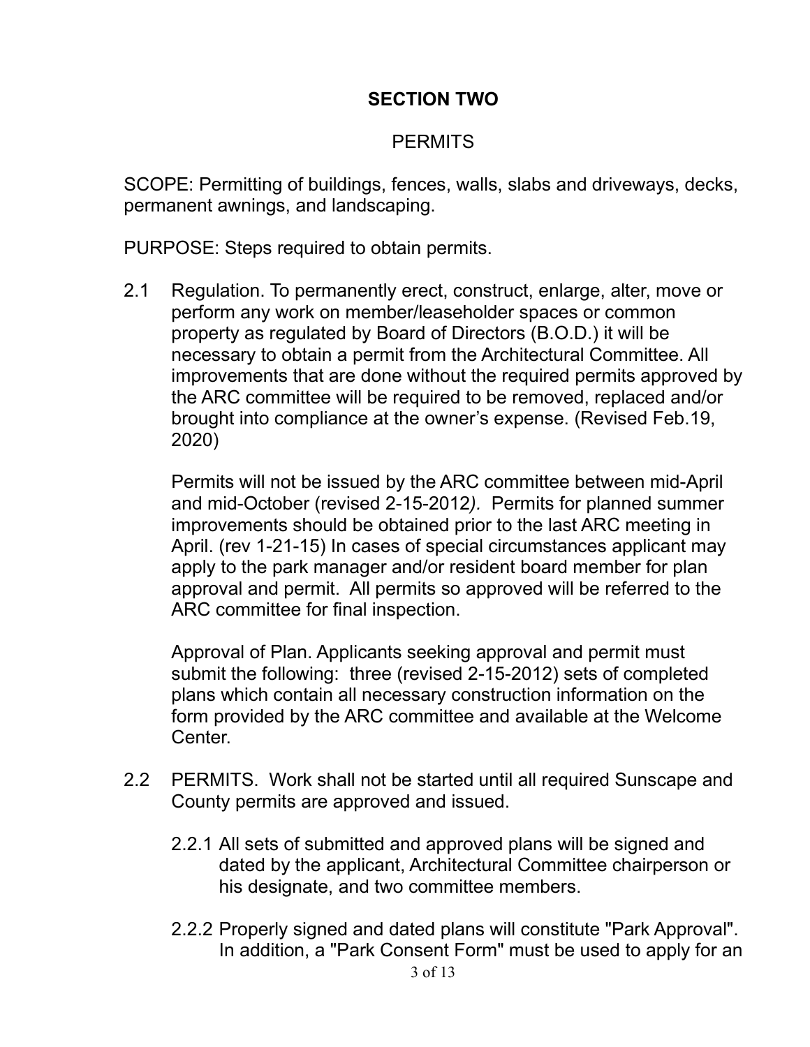## SECTION TWO

### PERMITS

SCOPE: Permitting of buildings, fences, walls, slabs and driveways, decks, permanent awnings, and landscaping.

PURPOSE: Steps required to obtain permits.

2.1 Regulation. To permanently erect, construct, enlarge, alter, move or perform any work on member/leaseholder spaces or common property as regulated by Board of Directors (B.O.D.) it will be necessary to obtain a permit from the Architectural Committee. All improvements that are done without the required permits approved by the ARC committee will be required to be removed, replaced and/or brought into compliance at the owner's expense. (Revised Feb.19, 2020)

Permits will not be issued by the ARC committee between mid-April and mid-October (revised 2-15-2012*).* Permits for planned summer improvements should be obtained prior to the last ARC meeting in April. (rev 1-21-15) In cases of special circumstances applicant may apply to the park manager and/or resident board member for plan approval and permit. All permits so approved will be referred to the ARC committee for final inspection.

Approval of Plan. Applicants seeking approval and permit must submit the following: three (revised 2-15-2012) sets of completed plans which contain all necessary construction information on the form provided by the ARC committee and available at the Welcome Center.

2.2 PERMITS. Work shall not be started until all required Sunscape and County permits are approved and issued.

2.2.1 All sets of submitted and approved plans will be signed and dated by the applicant, Architectural Committee chairperson or his designate, and two committee members.

2.2.2 Properly signed and dated plans will constitute "Park Approval". In addition, a "Park Consent Form" must be used to apply for an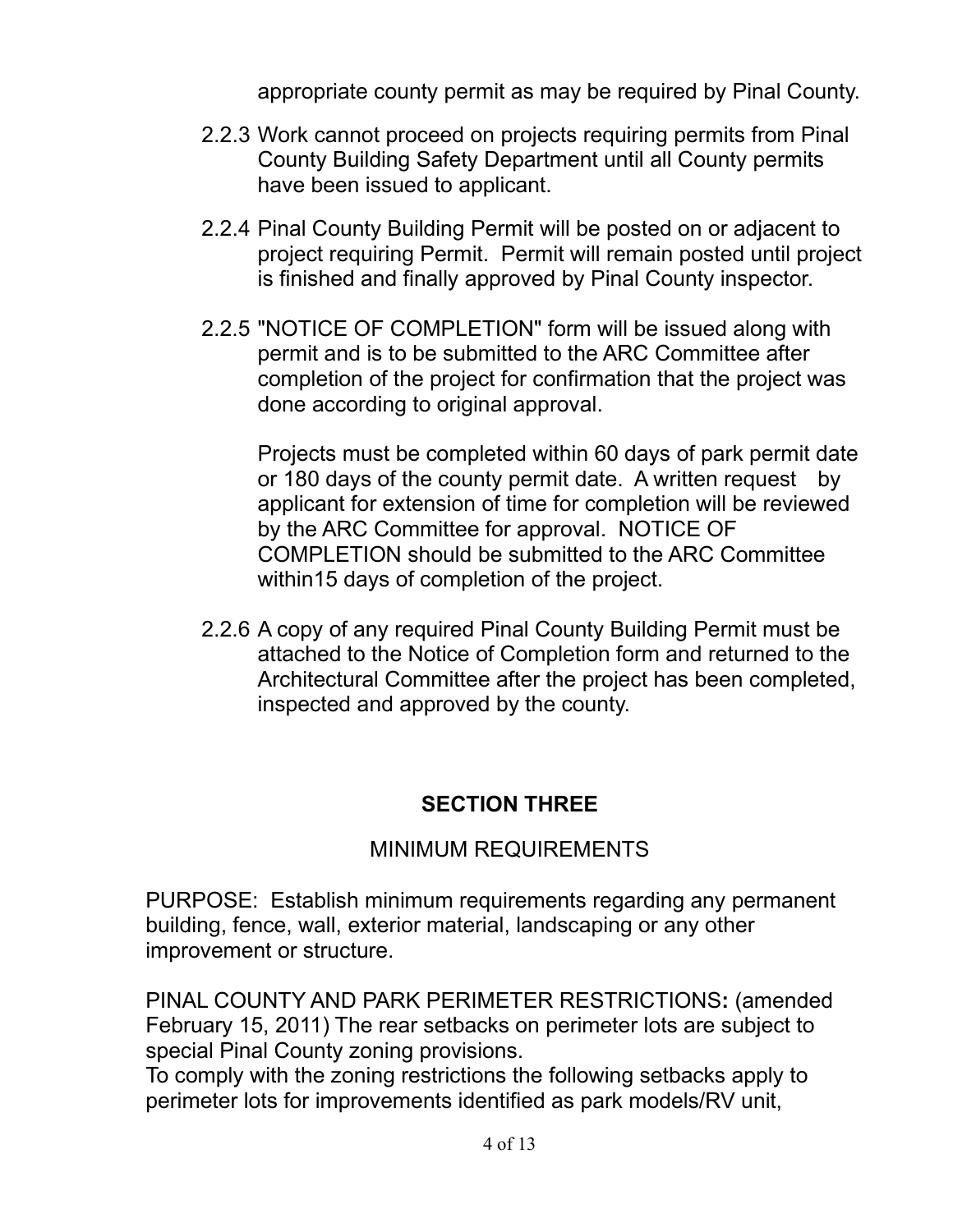appropriate county permit as may be required by Pinal County.

2.2.3 Work cannot proceed on projects requiring permits from Pinal County Building Safety Department until all County permits have been issued to applicant.

2.2.4 Pinal County Building Permit will be posted on or adjacent to project requiring Permit. Permit will remain posted until project is finished and finally approved by Pinal County inspector.

2.2.5 "NOTICE OF COMPLETION" form will be issued along with permit and is to be submitted to the ARC Committee after completion of the project for confirmation that the project was done according to original approval.

Projects must be completed within 60 days of park permit date or 180 days of the county permit date. A written request by applicant for extension of time for completion will be reviewed by the ARC Committee for approval. NOTICE OF COMPLETION should be submitted to the ARC Committee within15 days of completion of the project.

2.2.6 A copy of any required Pinal County Building Permit must be attached to the Notice of Completion form and returned to the Architectural Committee after the project has been completed, inspected and approved by the county.

## SECTION THREE

MINIMUM REQUIREMENTS

PURPOSE: Establish minimum requirements regarding any permanent building, fence, wall, exterior material, landscaping or any other improvement or structure.

PINAL COUNTY AND PARK PERIMETER RESTRICTIONS**:** (amended February 15, 2011) The rear setbacks on perimeter lots are subject to special Pinal County zoning provisions.
To comply with the zoning restrictions the following setbacks apply to perimeter lots for improvements identified as park models/RV unit,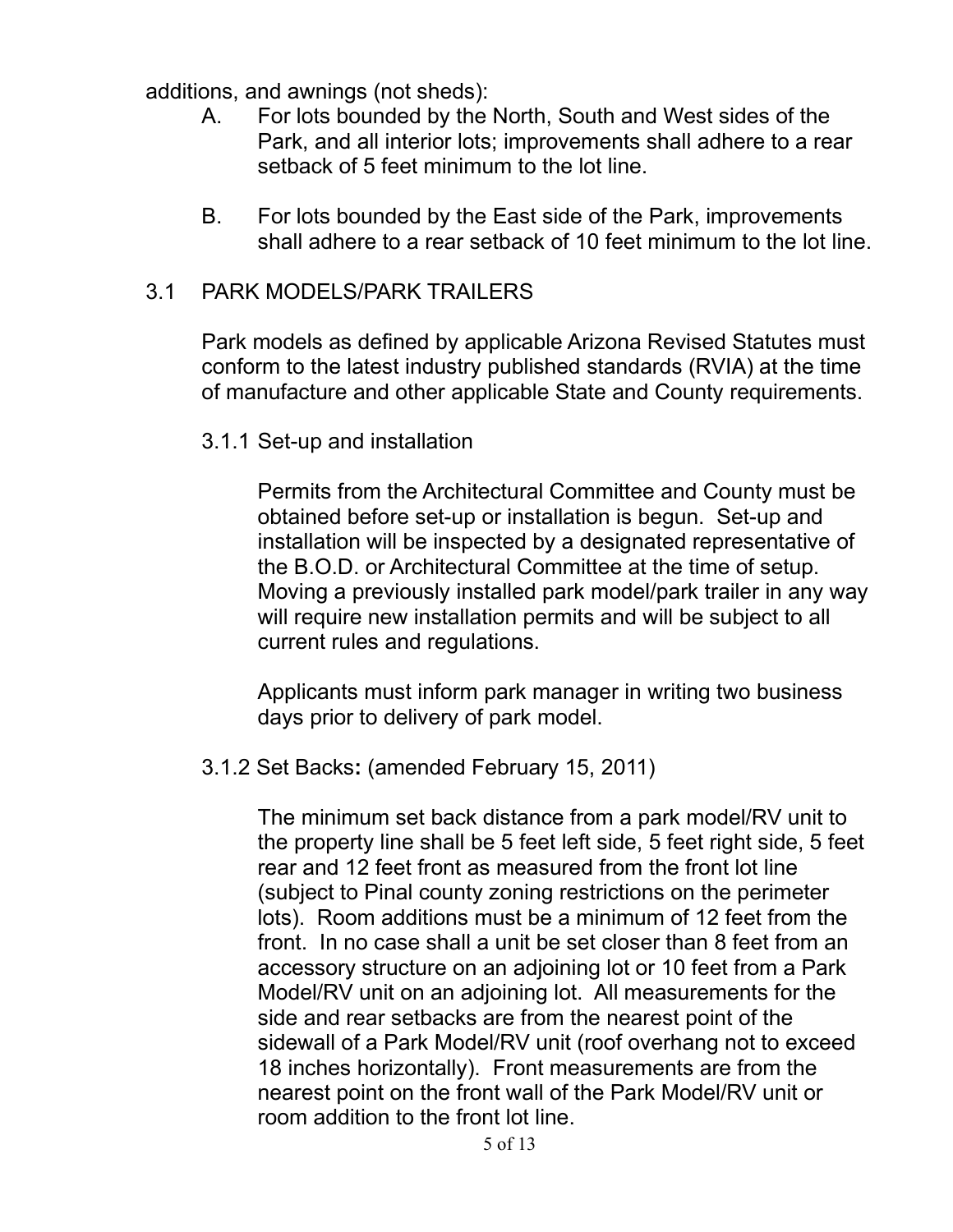additions, and awnings (not sheds):

A. For lots bounded by the North, South and West sides of the Park, and all interior lots; improvements shall adhere to a rear setback of 5 feet minimum to the lot line.

B. For lots bounded by the East side of the Park, improvements shall adhere to a rear setback of 10 feet minimum to the lot line.

## 3.1 PARK MODELS/PARK TRAILERS

Park models as defined by applicable Arizona Revised Statutes must conform to the latest industry published standards (RVIA) at the time of manufacture and other applicable State and County requirements.

### 3.1.1 Set-up and installation

Permits from the Architectural Committee and County must be obtained before set-up or installation is begun. Set-up and installation will be inspected by a designated representative of the B.O.D. or Architectural Committee at the time of setup. Moving a previously installed park model/park trailer in any way will require new installation permits and will be subject to all current rules and regulations.

Applicants must inform park manager in writing two business days prior to delivery of park model.

### 3.1.2 Set Backs**:** (amended February 15, 2011)

The minimum set back distance from a park model/RV unit to the property line shall be 5 feet left side, 5 feet right side, 5 feet rear and 12 feet front as measured from the front lot line (subject to Pinal county zoning restrictions on the perimeter lots). Room additions must be a minimum of 12 feet from the front. In no case shall a unit be set closer than 8 feet from an accessory structure on an adjoining lot or 10 feet from a Park Model/RV unit on an adjoining lot. All measurements for the side and rear setbacks are from the nearest point of the sidewall of a Park Model/RV unit (roof overhang not to exceed 18 inches horizontally). Front measurements are from the nearest point on the front wall of the Park Model/RV unit or room addition to the front lot line.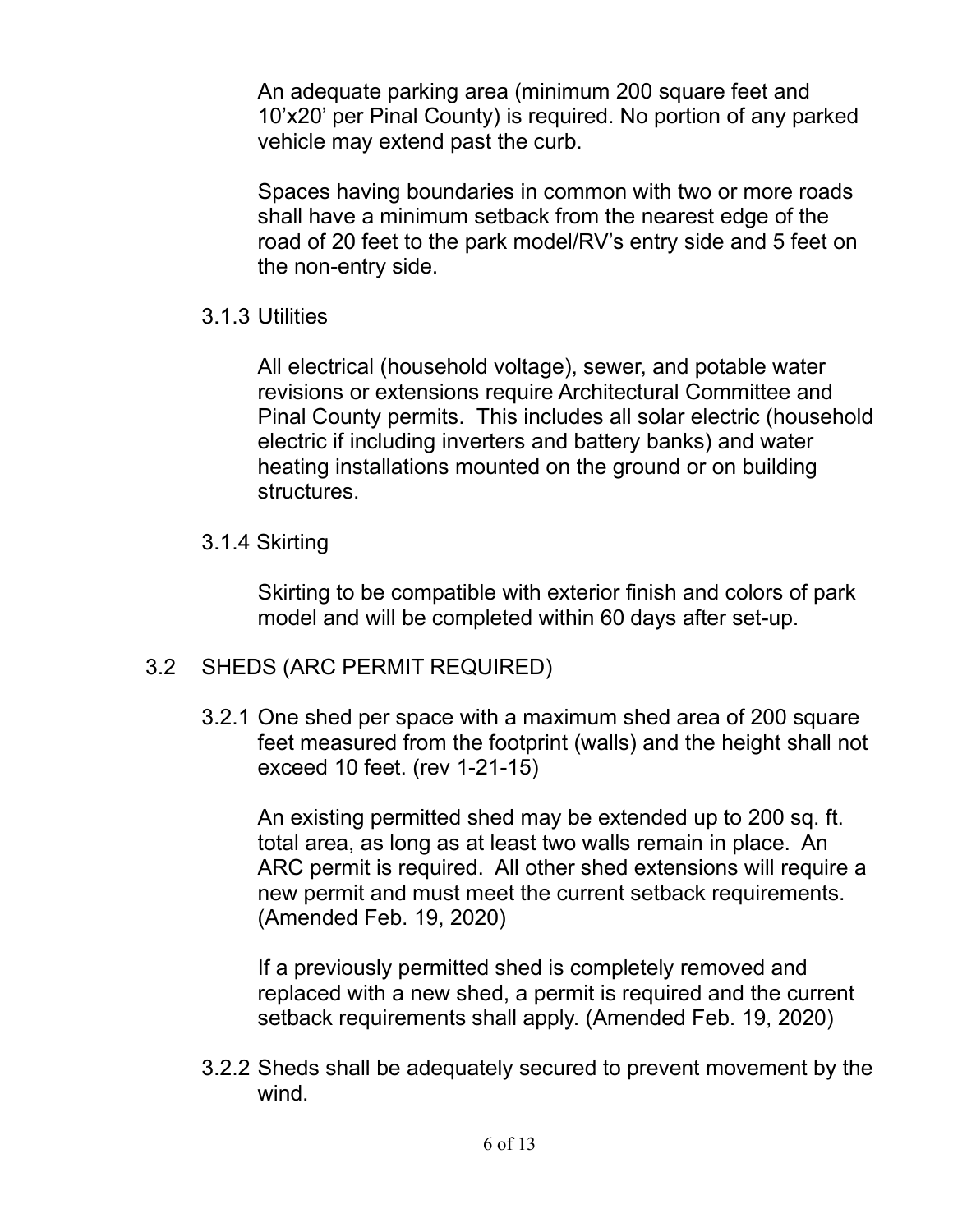An adequate parking area (minimum 200 square feet and 10'x20' per Pinal County) is required. No portion of any parked vehicle may extend past the curb.

Spaces having boundaries in common with two or more roads shall have a minimum setback from the nearest edge of the road of 20 feet to the park model/RV's entry side and 5 feet on the non-entry side.

### 3.1.3 Utilities

All electrical (household voltage), sewer, and potable water revisions or extensions require Architectural Committee and Pinal County permits. This includes all solar electric (household electric if including inverters and battery banks) and water heating installations mounted on the ground or on building structures.

### 3.1.4 Skirting

Skirting to be compatible with exterior finish and colors of park model and will be completed within 60 days after set-up.

## 3.2 SHEDS (ARC PERMIT REQUIRED)

3.2.1 One shed per space with a maximum shed area of 200 square feet measured from the footprint (walls) and the height shall not exceed 10 feet. (rev 1-21-15)

An existing permitted shed may be extended up to 200 sq. ft. total area, as long as at least two walls remain in place. An ARC permit is required. All other shed extensions will require a new permit and must meet the current setback requirements. (Amended Feb. 19, 2020)

If a previously permitted shed is completely removed and replaced with a new shed, a permit is required and the current setback requirements shall apply. (Amended Feb. 19, 2020)

3.2.2 Sheds shall be adequately secured to prevent movement by the wind.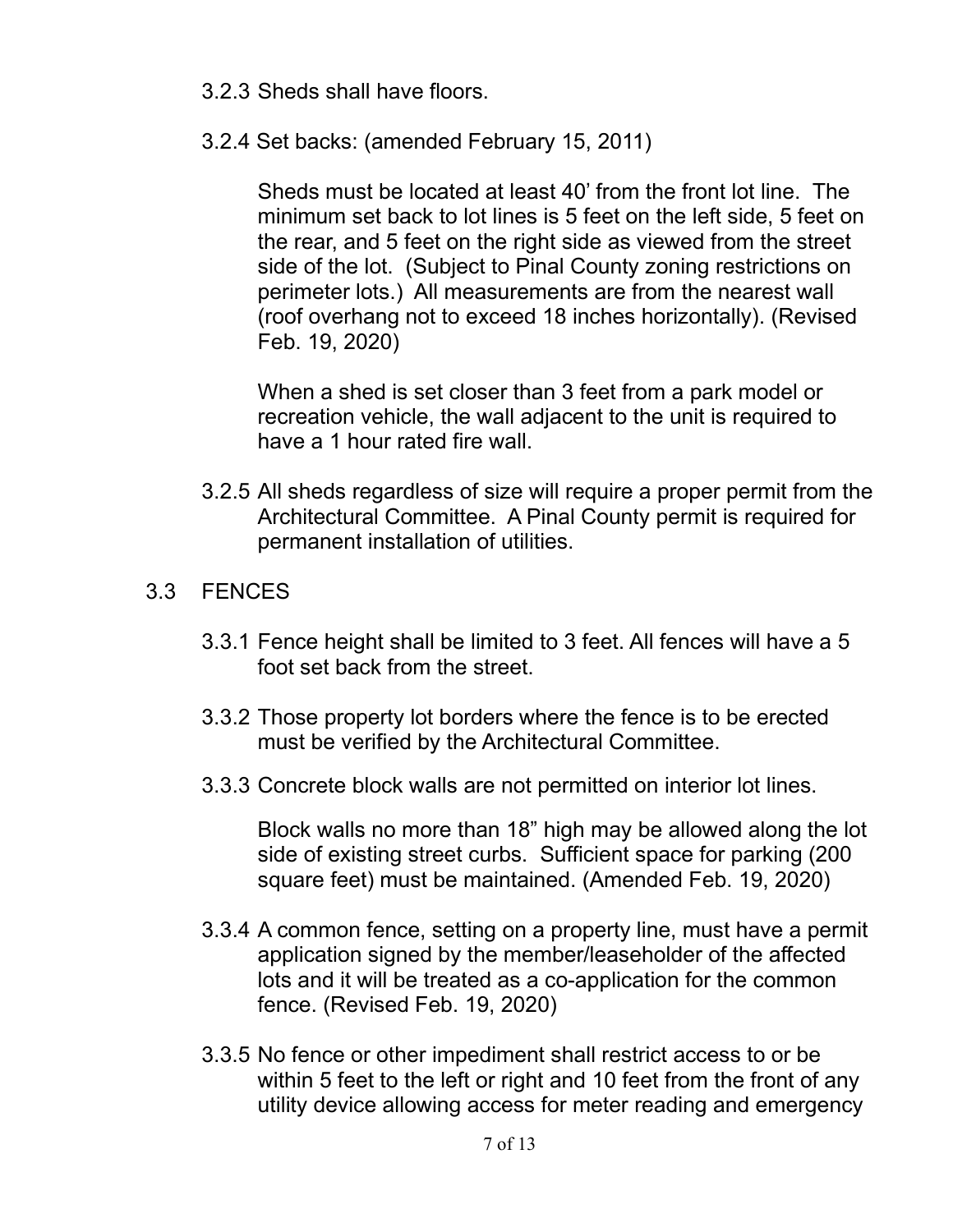3.2.3 Sheds shall have floors.

3.2.4 Set backs: (amended February 15, 2011)

Sheds must be located at least 40' from the front lot line. The minimum set back to lot lines is 5 feet on the left side, 5 feet on the rear, and 5 feet on the right side as viewed from the street side of the lot. (Subject to Pinal County zoning restrictions on perimeter lots.) All measurements are from the nearest wall (roof overhang not to exceed 18 inches horizontally). (Revised Feb. 19, 2020)

When a shed is set closer than 3 feet from a park model or recreation vehicle, the wall adjacent to the unit is required to have a 1 hour rated fire wall.

3.2.5 All sheds regardless of size will require a proper permit from the Architectural Committee. A Pinal County permit is required for permanent installation of utilities.

## 3.3 FENCES

3.3.1 Fence height shall be limited to 3 feet. All fences will have a 5 foot set back from the street.

3.3.2 Those property lot borders where the fence is to be erected must be verified by the Architectural Committee.

3.3.3 Concrete block walls are not permitted on interior lot lines.

Block walls no more than 18" high may be allowed along the lot side of existing street curbs. Sufficient space for parking (200 square feet) must be maintained. (Amended Feb. 19, 2020)

3.3.4 A common fence, setting on a property line, must have a permit application signed by the member/leaseholder of the affected lots and it will be treated as a co-application for the common fence. (Revised Feb. 19, 2020)

3.3.5 No fence or other impediment shall restrict access to or be within 5 feet to the left or right and 10 feet from the front of any utility device allowing access for meter reading and emergency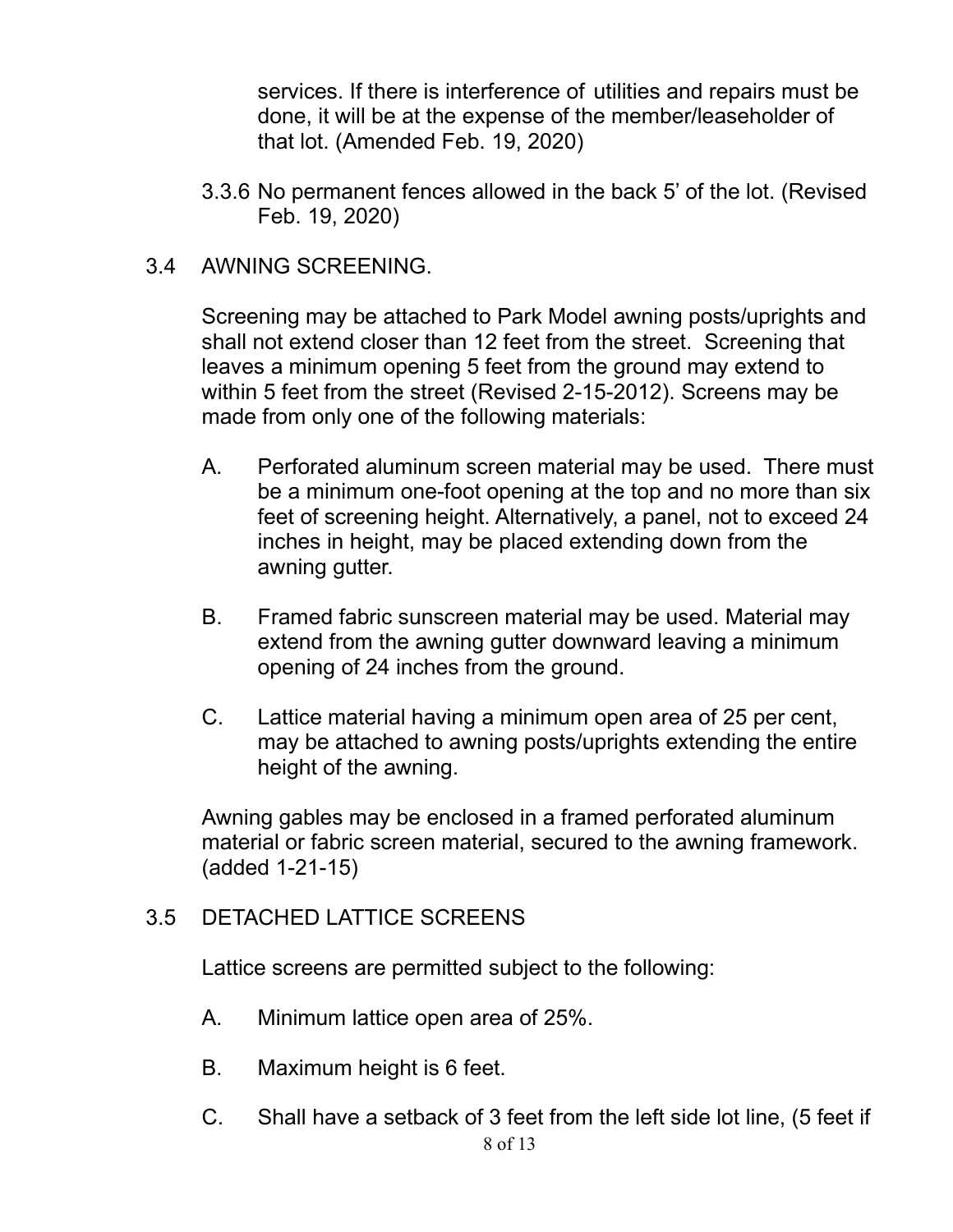services. If there is interference of utilities and repairs must be done, it will be at the expense of the member/leaseholder of that lot. (Amended Feb. 19, 2020)

3.3.6 No permanent fences allowed in the back 5' of the lot. (Revised Feb. 19, 2020)

## 3.4 AWNING SCREENING.

Screening may be attached to Park Model awning posts/uprights and shall not extend closer than 12 feet from the street. Screening that leaves a minimum opening 5 feet from the ground may extend to within 5 feet from the street (Revised 2-15-2012). Screens may be made from only one of the following materials:

A. Perforated aluminum screen material may be used. There must be a minimum one-foot opening at the top and no more than six feet of screening height. Alternatively, a panel, not to exceed 24 inches in height, may be placed extending down from the awning gutter.

B. Framed fabric sunscreen material may be used. Material may extend from the awning gutter downward leaving a minimum opening of 24 inches from the ground.

C. Lattice material having a minimum open area of 25 per cent, may be attached to awning posts/uprights extending the entire height of the awning.

Awning gables may be enclosed in a framed perforated aluminum material or fabric screen material, secured to the awning framework. (added 1-21-15)

## 3.5 DETACHED LATTICE SCREENS

Lattice screens are permitted subject to the following:

A. Minimum lattice open area of 25%.

B. Maximum height is 6 feet.

C. Shall have a setback of 3 feet from the left side lot line, (5 feet if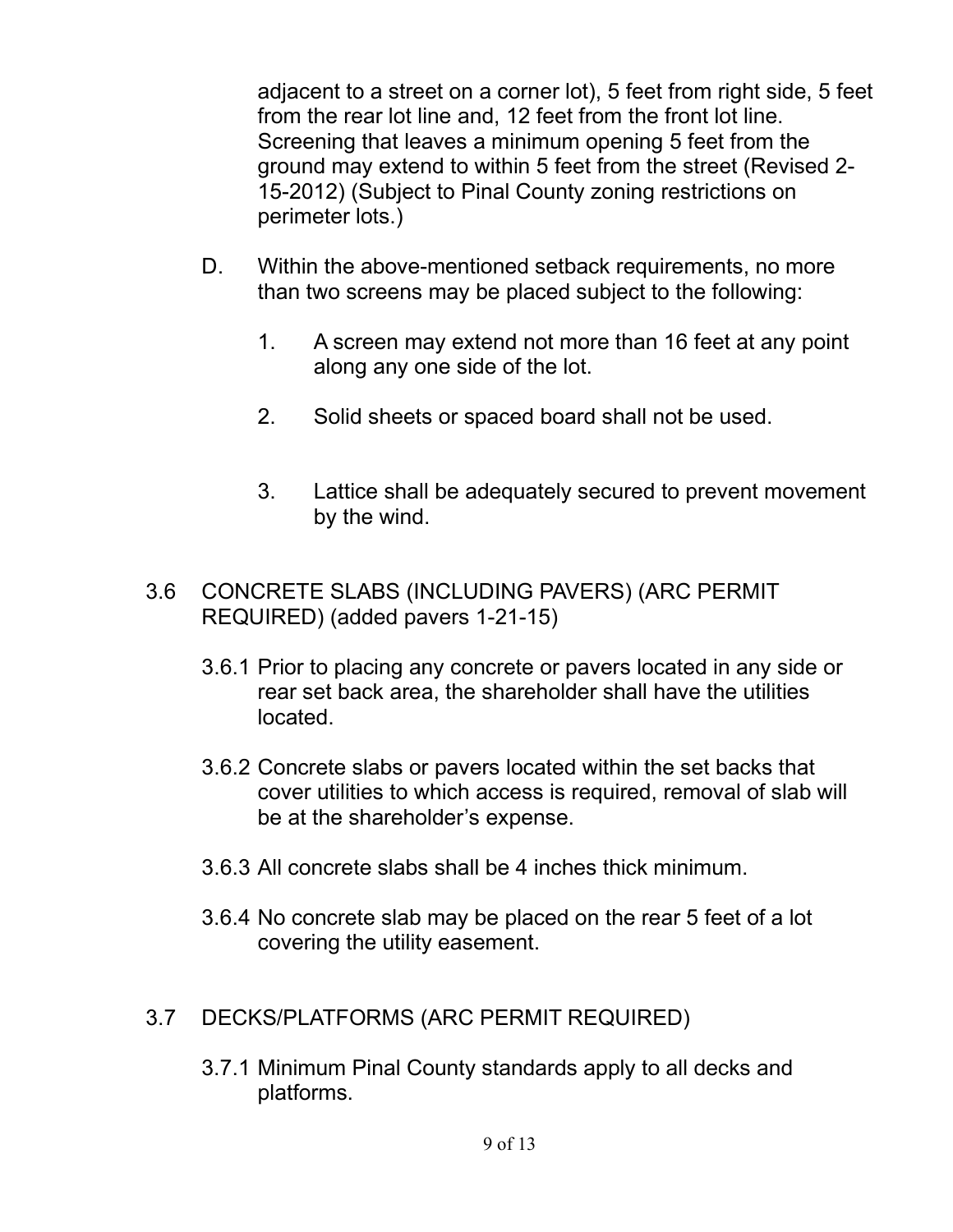adjacent to a street on a corner lot), 5 feet from right side, 5 feet from the rear lot line and, 12 feet from the front lot line. Screening that leaves a minimum opening 5 feet from the ground may extend to within 5 feet from the street (Revised 2-15-2012) (Subject to Pinal County zoning restrictions on perimeter lots.)

D. Within the above-mentioned setback requirements, no more than two screens may be placed subject to the following:

1. A screen may extend not more than 16 feet at any point along any one side of the lot.

2. Solid sheets or spaced board shall not be used.

3. Lattice shall be adequately secured to prevent movement by the wind.

## 3.6 CONCRETE SLABS (INCLUDING PAVERS) (ARC PERMIT REQUIRED) (added pavers 1-21-15)

3.6.1 Prior to placing any concrete or pavers located in any side or rear set back area, the shareholder shall have the utilities located.

3.6.2 Concrete slabs or pavers located within the set backs that cover utilities to which access is required, removal of slab will be at the shareholder's expense.

3.6.3 All concrete slabs shall be 4 inches thick minimum.

3.6.4 No concrete slab may be placed on the rear 5 feet of a lot covering the utility easement.

## 3.7 DECKS/PLATFORMS (ARC PERMIT REQUIRED)

3.7.1 Minimum Pinal County standards apply to all decks and platforms.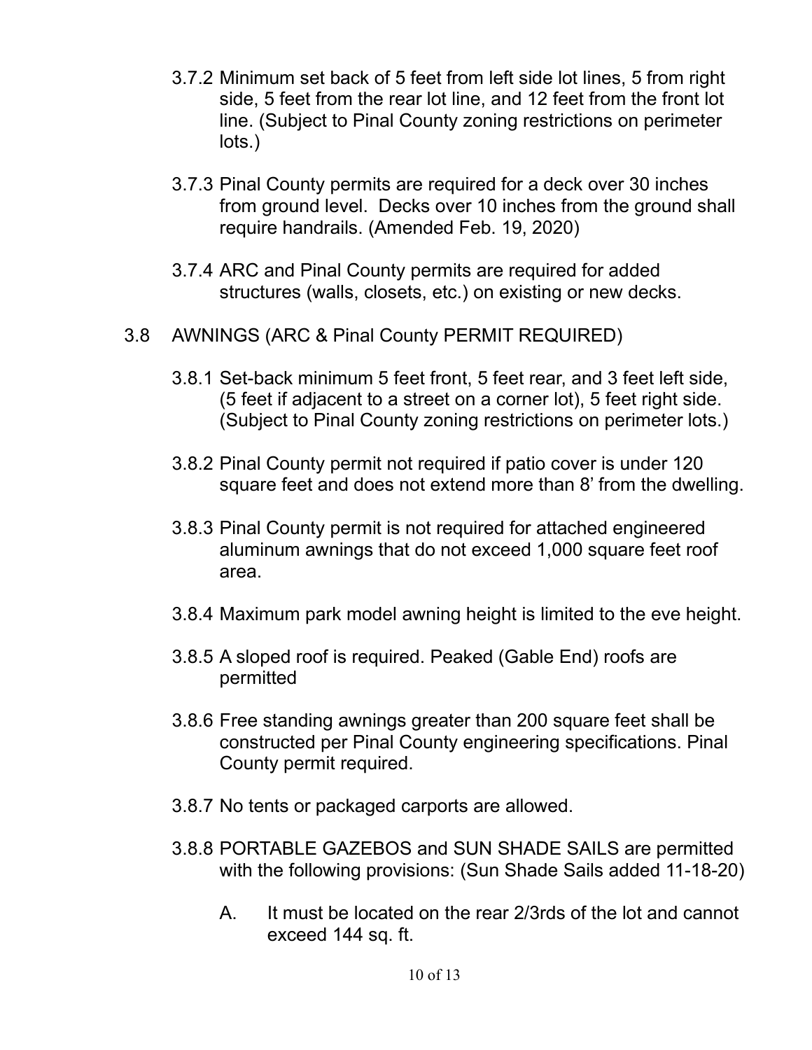3.7.2 Minimum set back of 5 feet from left side lot lines, 5 from right side, 5 feet from the rear lot line, and 12 feet from the front lot line. (Subject to Pinal County zoning restrictions on perimeter lots.)

3.7.3 Pinal County permits are required for a deck over 30 inches from ground level. Decks over 10 inches from the ground shall require handrails. (Amended Feb. 19, 2020)

3.7.4 ARC and Pinal County permits are required for added structures (walls, closets, etc.) on existing or new decks.

3.8 AWNINGS (ARC & Pinal County PERMIT REQUIRED)

3.8.1 Set-back minimum 5 feet front, 5 feet rear, and 3 feet left side, (5 feet if adjacent to a street on a corner lot), 5 feet right side. (Subject to Pinal County zoning restrictions on perimeter lots.)

3.8.2 Pinal County permit not required if patio cover is under 120 square feet and does not extend more than 8' from the dwelling.

3.8.3 Pinal County permit is not required for attached engineered aluminum awnings that do not exceed 1,000 square feet roof area.

3.8.4 Maximum park model awning height is limited to the eve height.

3.8.5 A sloped roof is required. Peaked (Gable End) roofs are permitted

3.8.6 Free standing awnings greater than 200 square feet shall be constructed per Pinal County engineering specifications. Pinal County permit required.

3.8.7 No tents or packaged carports are allowed.

3.8.8 PORTABLE GAZEBOS and SUN SHADE SAILS are permitted with the following provisions: (Sun Shade Sails added 11-18-20)

A. It must be located on the rear 2/3rds of the lot and cannot exceed 144 sq. ft.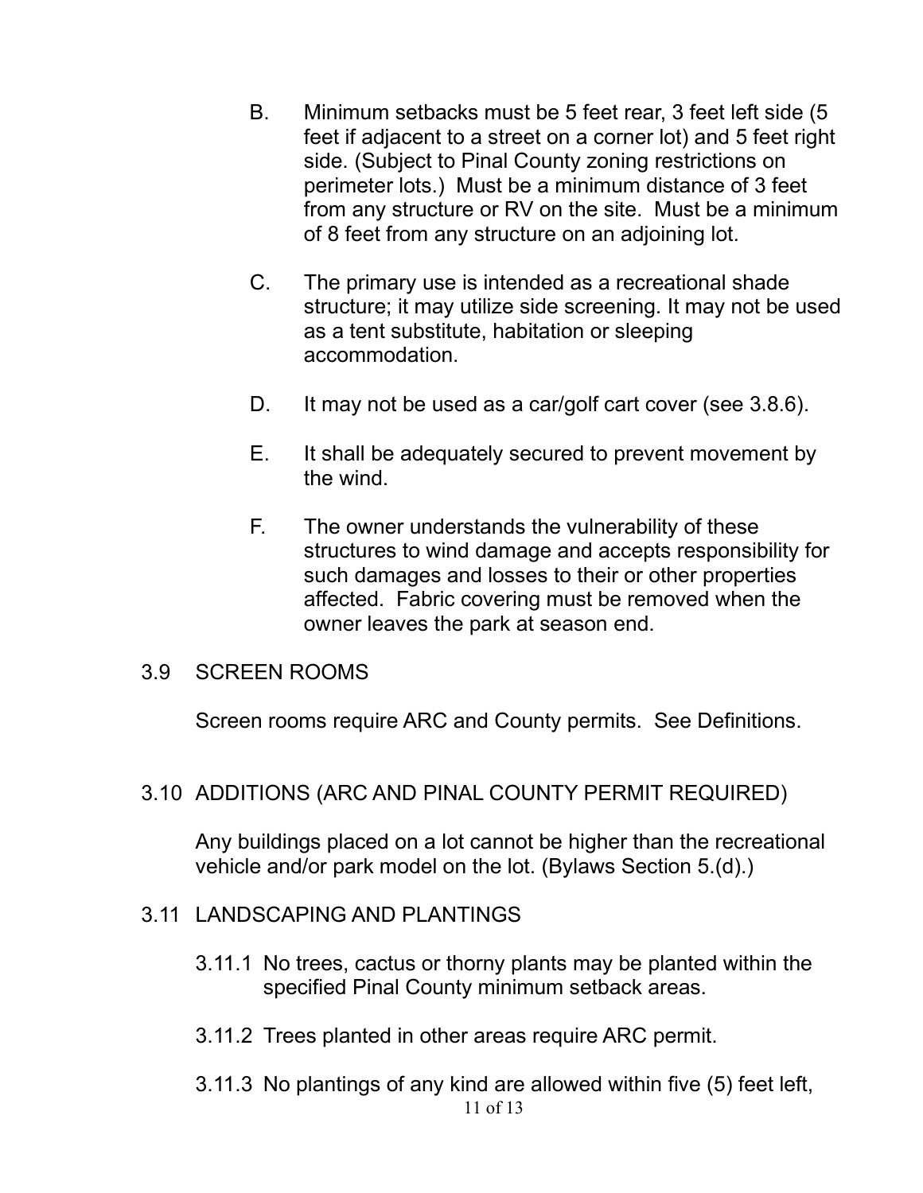B. Minimum setbacks must be 5 feet rear, 3 feet left side (5 feet if adjacent to a street on a corner lot) and 5 feet right side. (Subject to Pinal County zoning restrictions on perimeter lots.) Must be a minimum distance of 3 feet from any structure or RV on the site. Must be a minimum of 8 feet from any structure on an adjoining lot.

C. The primary use is intended as a recreational shade structure; it may utilize side screening. It may not be used as a tent substitute, habitation or sleeping accommodation.

D. It may not be used as a car/golf cart cover (see 3.8.6).

E. It shall be adequately secured to prevent movement by the wind.

F. The owner understands the vulnerability of these structures to wind damage and accepts responsibility for such damages and losses to their or other properties affected. Fabric covering must be removed when the owner leaves the park at season end.

## 3.9 SCREEN ROOMS

Screen rooms require ARC and County permits. See Definitions.

## 3.10 ADDITIONS (ARC AND PINAL COUNTY PERMIT REQUIRED)

Any buildings placed on a lot cannot be higher than the recreational vehicle and/or park model on the lot. (Bylaws Section 5.(d).)

## 3.11 LANDSCAPING AND PLANTINGS

3.11.1 No trees, cactus or thorny plants may be planted within the specified Pinal County minimum setback areas.

3.11.2 Trees planted in other areas require ARC permit.

3.11.3 No plantings of any kind are allowed within five (5) feet left,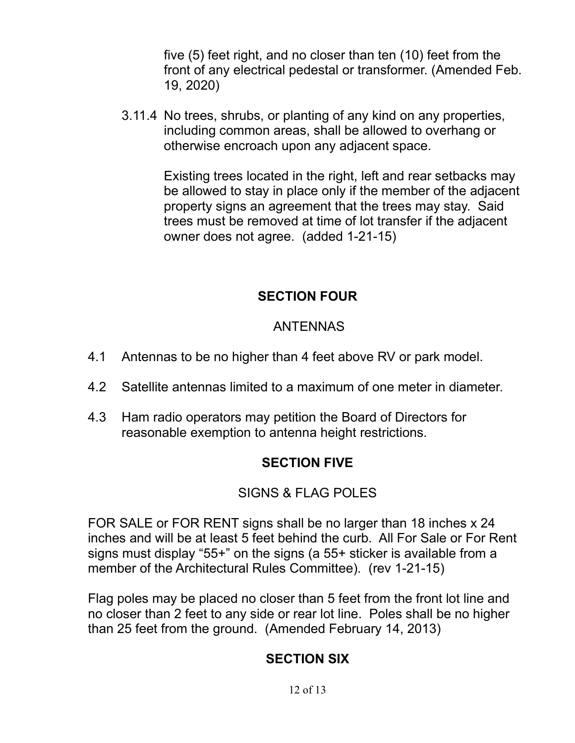five (5) feet right, and no closer than ten (10) feet from the front of any electrical pedestal or transformer. (Amended Feb. 19, 2020)

3.11.4 No trees, shrubs, or planting of any kind on any properties, including common areas, shall be allowed to overhang or otherwise encroach upon any adjacent space.

Existing trees located in the right, left and rear setbacks may be allowed to stay in place only if the member of the adjacent property signs an agreement that the trees may stay. Said trees must be removed at time of lot transfer if the adjacent owner does not agree. (added 1-21-15)

## SECTION FOUR

### ANTENNAS

4.1 Antennas to be no higher than 4 feet above RV or park model.

4.2 Satellite antennas limited to a maximum of one meter in diameter.

4.3 Ham radio operators may petition the Board of Directors for reasonable exemption to antenna height restrictions.

## SECTION FIVE

### SIGNS & FLAG POLES

FOR SALE or FOR RENT signs shall be no larger than 18 inches x 24 inches and will be at least 5 feet behind the curb. All For Sale or For Rent signs must display "55+" on the signs (a 55+ sticker is available from a member of the Architectural Rules Committee). (rev 1-21-15)

Flag poles may be placed no closer than 5 feet from the front lot line and no closer than 2 feet to any side or rear lot line. Poles shall be no higher than 25 feet from the ground. (Amended February 14, 2013)

## SECTION SIX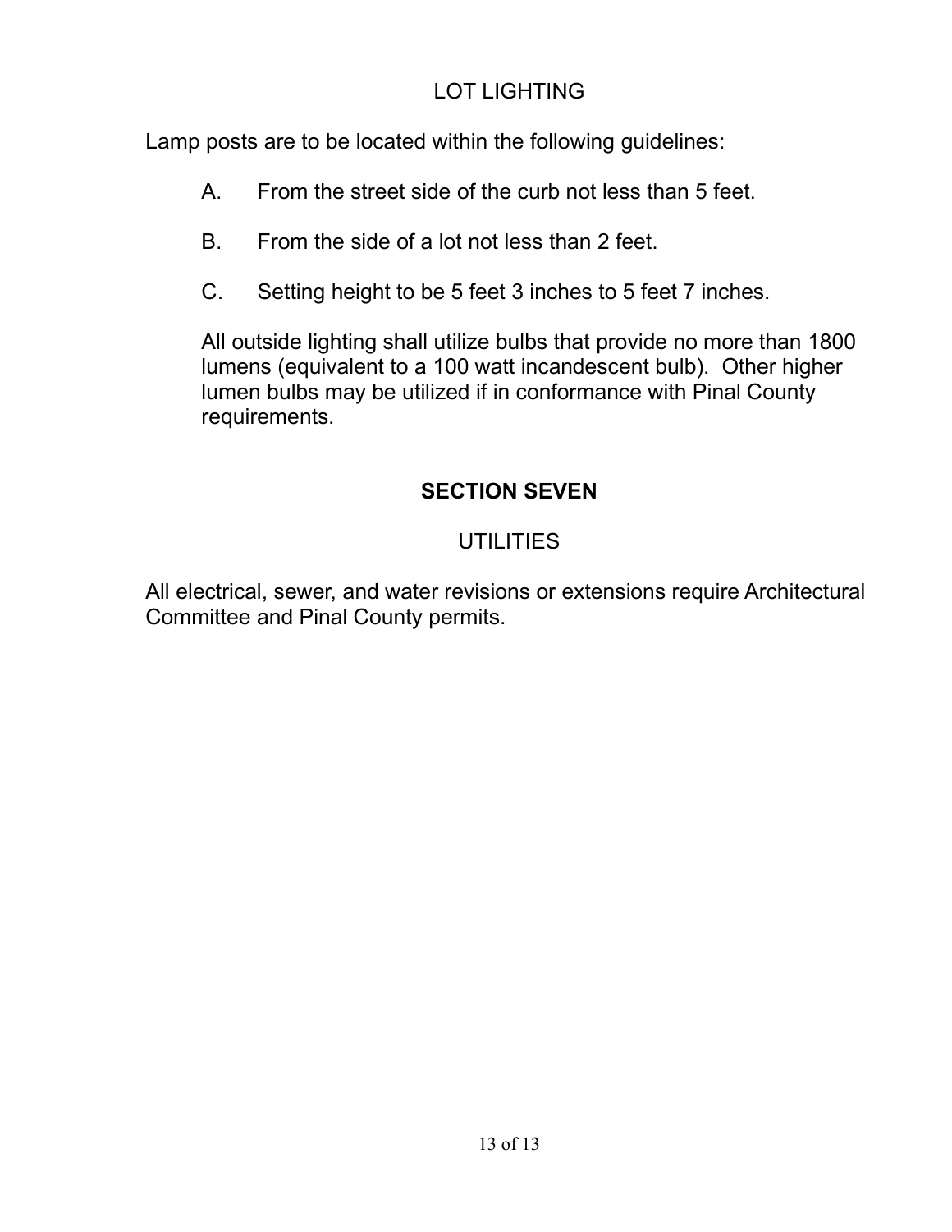## LOT LIGHTING

Lamp posts are to be located within the following guidelines:

A. From the street side of the curb not less than 5 feet.

B. From the side of a lot not less than 2 feet.

C. Setting height to be 5 feet 3 inches to 5 feet 7 inches.

All outside lighting shall utilize bulbs that provide no more than 1800 lumens (equivalent to a 100 watt incandescent bulb). Other higher lumen bulbs may be utilized if in conformance with Pinal County requirements.

# SECTION SEVEN

## UTILITIES

All electrical, sewer, and water revisions or extensions require Architectural Committee and Pinal County permits.